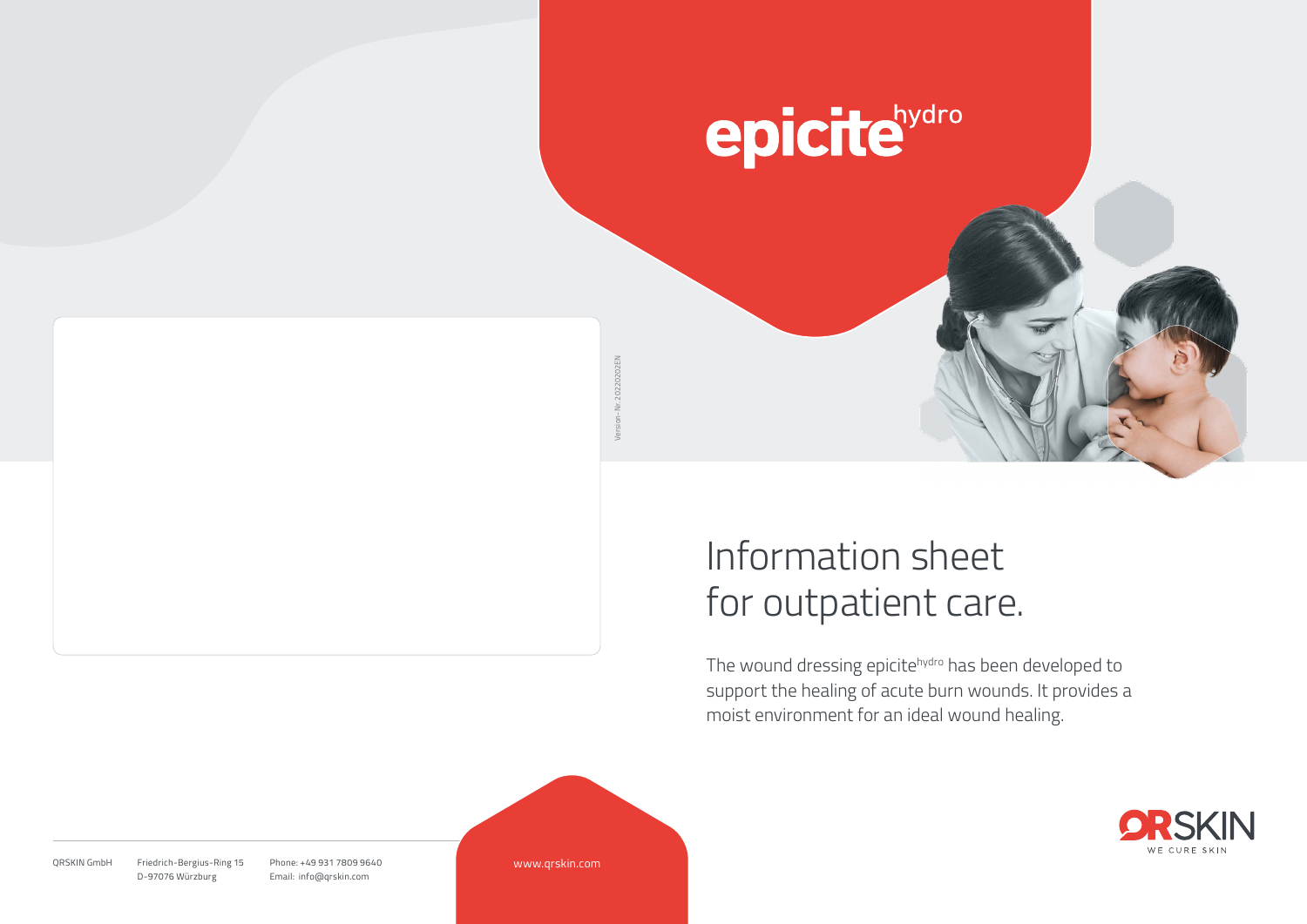# epicite$^{hydro}$

Version-Nr.:20220202EN

# Information sheet for outpatient care.

The wound dressing epicite$^{hydro}$ has been developed to support the healing of acute burn wounds. It provides a moist environment for an ideal wound healing.

QRSKIN
WE CURE SKIN

QRSKIN GmbH
Friedrich-Bergius-Ring 15
D-97076 Würzburg

Phone: +49 931 7809 9640
Email: info@qrskin.com

www.qrskin.com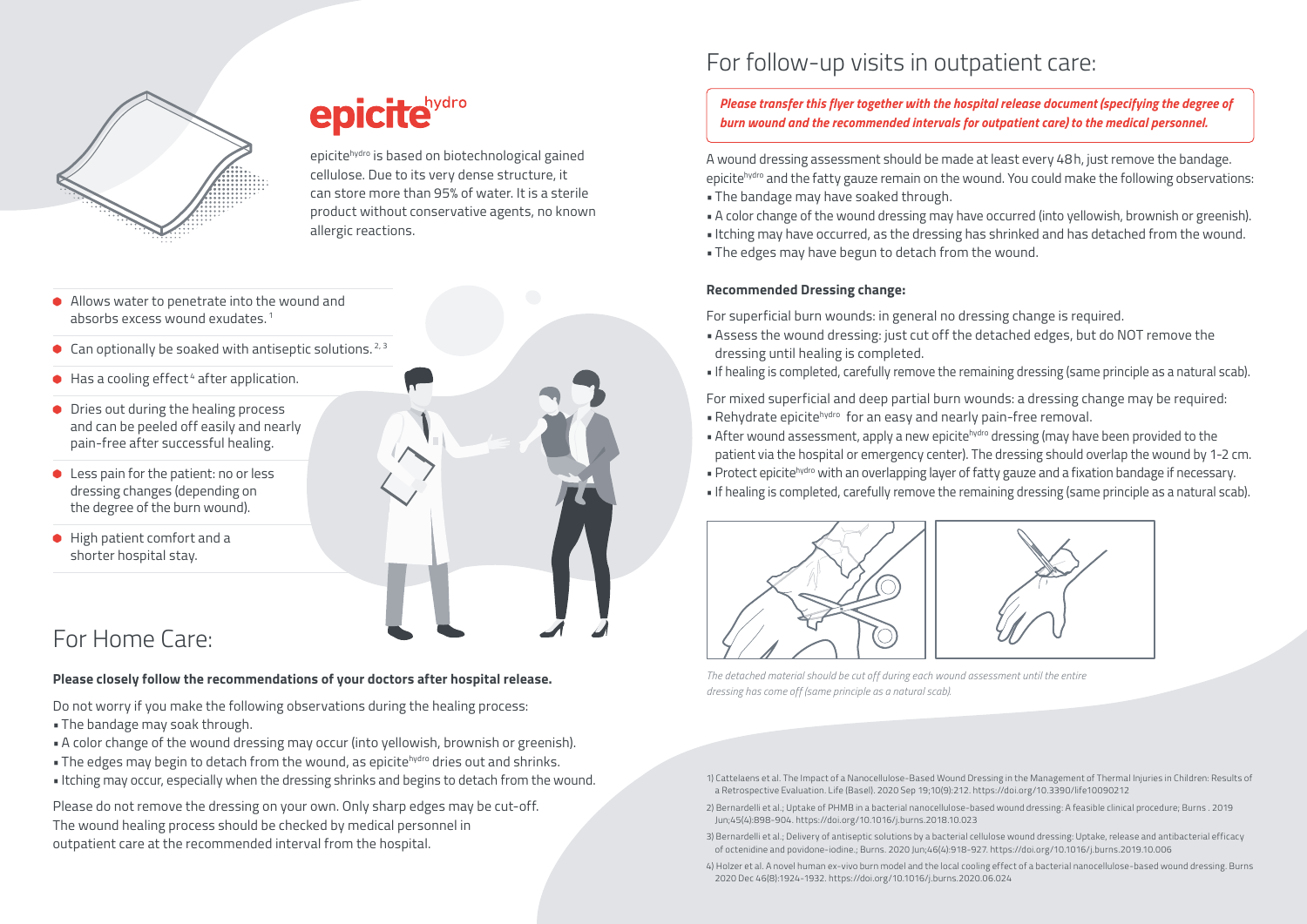# epicite[hydro]

epicite[hydro] is based on biotechnological gained cellulose. Due to its very dense structure, it can store more than 95% of water. It is a sterile product without conservative agents, no known allergic reactions.

- Allows water to penetrate into the wound and absorbs excess wound exudates.[1]
- Can optionally be soaked with antiseptic solutions.[2, 3]
- Has a cooling effect[4] after application.
- Dries out during the healing process and can be peeled off easily and nearly pain-free after successful healing.
- Less pain for the patient: no or less dressing changes (depending on the degree of the burn wound).
- High patient comfort and a shorter hospital stay.

## For Home Care:

**Please closely follow the recommendations of your doctors after hospital release.**

Do not worry if you make the following observations during the healing process:

- The bandage may soak through.
- A color change of the wound dressing may occur (into yellowish, brownish or greenish).
- The edges may begin to detach from the wound, as epicite[hydro] dries out and shrinks.
- Itching may occur, especially when the dressing shrinks and begins to detach from the wound.

Please do not remove the dressing on your own. Only sharp edges may be cut-off. The wound healing process should be checked by medical personnel in outpatient care at the recommended interval from the hospital.

## For follow-up visits in outpatient care:

***Please transfer this flyer together with the hospital release document (specifying the degree of burn wound and the recommended intervals for outpatient care) to the medical personnel.***

A wound dressing assessment should be made at least every 48h, just remove the bandage. epicite[hydro] and the fatty gauze remain on the wound. You could make the following observations:

- The bandage may have soaked through.
- A color change of the wound dressing may have occurred (into yellowish, brownish or greenish).
- Itching may have occurred, as the dressing has shrinked and has detached from the wound.
- The edges may have begun to detach from the wound.

**Recommended Dressing change:**

For superficial burn wounds: in general no dressing change is required.

- Assess the wound dressing: just cut off the detached edges, but do NOT remove the dressing until healing is completed.
- If healing is completed, carefully remove the remaining dressing (same principle as a natural scab).

For mixed superficial and deep partial burn wounds: a dressing change may be required:

- Rehydrate epicite[hydro] for an easy and nearly pain-free removal.
- After wound assessment, apply a new epicite[hydro] dressing (may have been provided to the patient via the hospital or emergency center). The dressing should overlap the wound by 1-2 cm.
- Protect epicite[hydro] with an overlapping layer of fatty gauze and a fixation bandage if necessary.
- If healing is completed, carefully remove the remaining dressing (same principle as a natural scab).

*The detached material should be cut off during each wound assessment until the entire dressing has come off (same principle as a natural scab).*

1) Cattelaens et al. The Impact of a Nanocellulose-Based Wound Dressing in the Management of Thermal Injuries in Children: Results of a Retrospective Evaluation. Life (Basel). 2020 Sep 19;10(9):212. https://doi.org/10.3390/life10090212

2) Bernardelli et al.; Uptake of PHMB in a bacterial nanocellulose-based wound dressing: A feasible clinical procedure; Burns . 2019 Jun;45(4):898-904. https://doi.org/10.1016/j.burns.2018.10.023

3) Bernardelli et al.; Delivery of antiseptic solutions by a bacterial cellulose wound dressing: Uptake, release and antibacterial efficacy of octenidine and povidone-iodine.; Burns. 2020 Jun;46(4):918-927. https://doi.org/10.1016/j.burns.2019.10.006

4) Holzer et al. A novel human ex-vivo burn model and the local cooling effect of a bacterial nanocellulose-based wound dressing. Burns 2020 Dec 46(8):1924-1932. https://doi.org/10.1016/j.burns.2020.06.024